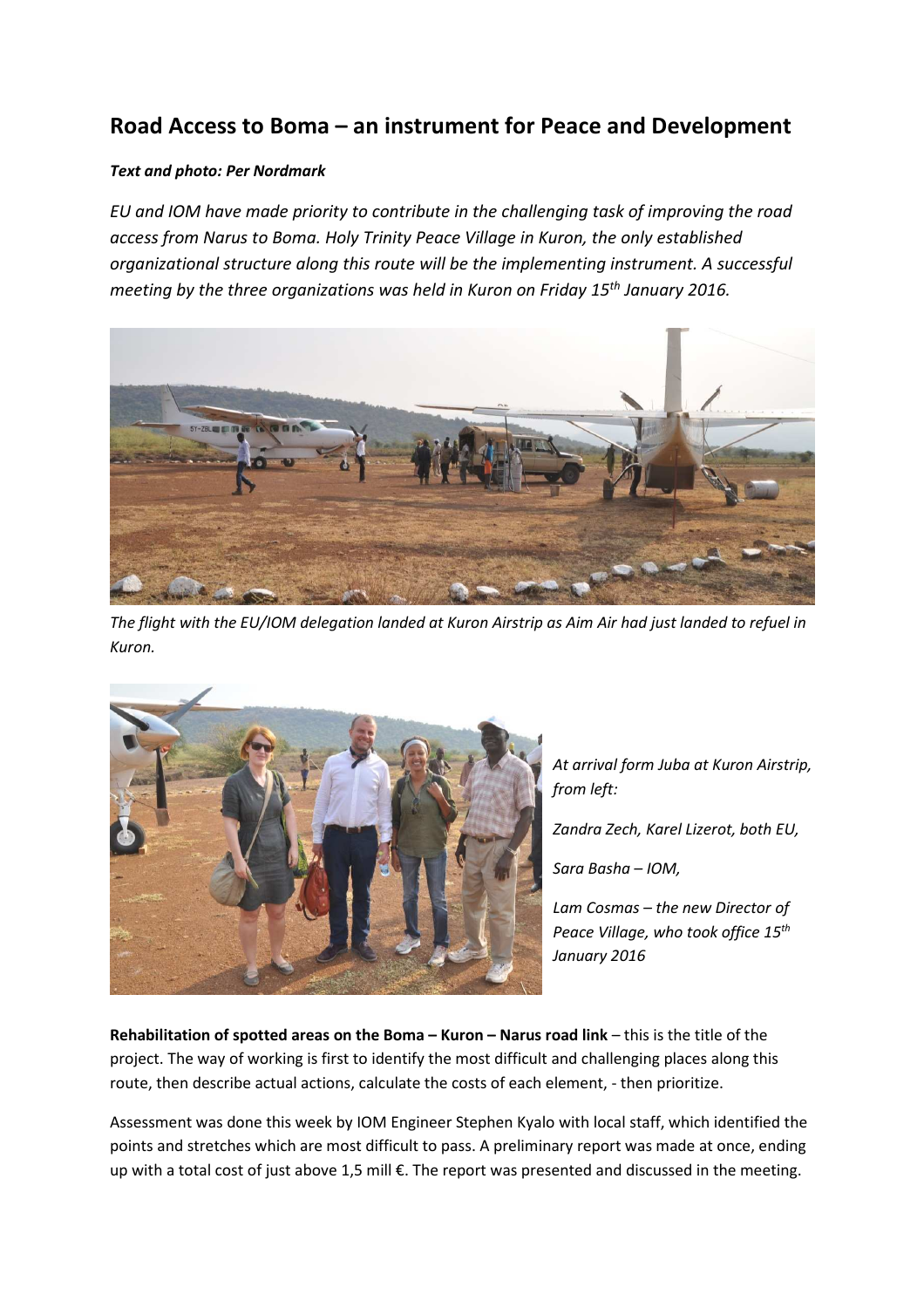# Road Access to Boma – an instrument for Peace and Development

***Text and photo: Per Nordmark***

*EU and IOM have made priority to contribute in the challenging task of improving the road access from Narus to Boma. Holy Trinity Peace Village in Kuron, the only established organizational structure along this route will be the implementing instrument. A successful meeting by the three organizations was held in Kuron on Friday 15th January 2016.*

*The flight with the EU/IOM delegation landed at Kuron Airstrip as Aim Air had just landed to refuel in Kuron.*

*At arrival form Juba at Kuron Airstrip, from left:*

*Zandra Zech, Karel Lizerot, both EU,*

*Sara Basha – IOM,*

*Lam Cosmas – the new Director of Peace Village, who took office 15th January 2016*

**Rehabilitation of spotted areas on the Boma – Kuron – Narus road link** – this is the title of the project. The way of working is first to identify the most difficult and challenging places along this route, then describe actual actions, calculate the costs of each element, - then prioritize.

Assessment was done this week by IOM Engineer Stephen Kyalo with local staff, which identified the points and stretches which are most difficult to pass. A preliminary report was made at once, ending up with a total cost of just above 1,5 mill €. The report was presented and discussed in the meeting.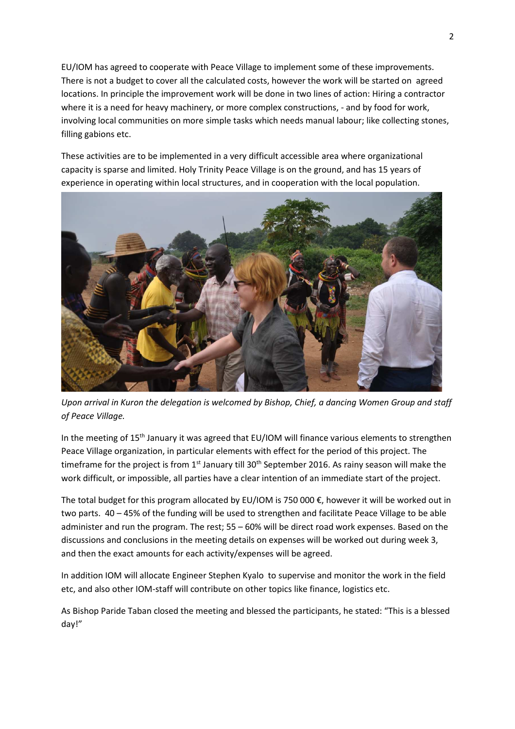EU/IOM has agreed to cooperate with Peace Village to implement some of these improvements. There is not a budget to cover all the calculated costs, however the work will be started on agreed locations. In principle the improvement work will be done in two lines of action: Hiring a contractor where it is a need for heavy machinery, or more complex constructions, - and by food for work, involving local communities on more simple tasks which needs manual labour; like collecting stones, filling gabions etc.

These activities are to be implemented in a very difficult accessible area where organizational capacity is sparse and limited. Holy Trinity Peace Village is on the ground, and has 15 years of experience in operating within local structures, and in cooperation with the local population.

*Upon arrival in Kuron the delegation is welcomed by Bishop, Chief, a dancing Women Group and staff of Peace Village.*

In the meeting of 15th January it was agreed that EU/IOM will finance various elements to strengthen Peace Village organization, in particular elements with effect for the period of this project. The timeframe for the project is from 1st January till 30th September 2016. As rainy season will make the work difficult, or impossible, all parties have a clear intention of an immediate start of the project.

The total budget for this program allocated by EU/IOM is 750 000 €, however it will be worked out in two parts. 40 – 45% of the funding will be used to strengthen and facilitate Peace Village to be able administer and run the program. The rest; 55 – 60% will be direct road work expenses. Based on the discussions and conclusions in the meeting details on expenses will be worked out during week 3, and then the exact amounts for each activity/expenses will be agreed.

In addition IOM will allocate Engineer Stephen Kyalo to supervise and monitor the work in the field etc, and also other IOM-staff will contribute on other topics like finance, logistics etc.

As Bishop Paride Taban closed the meeting and blessed the participants, he stated: "This is a blessed day!"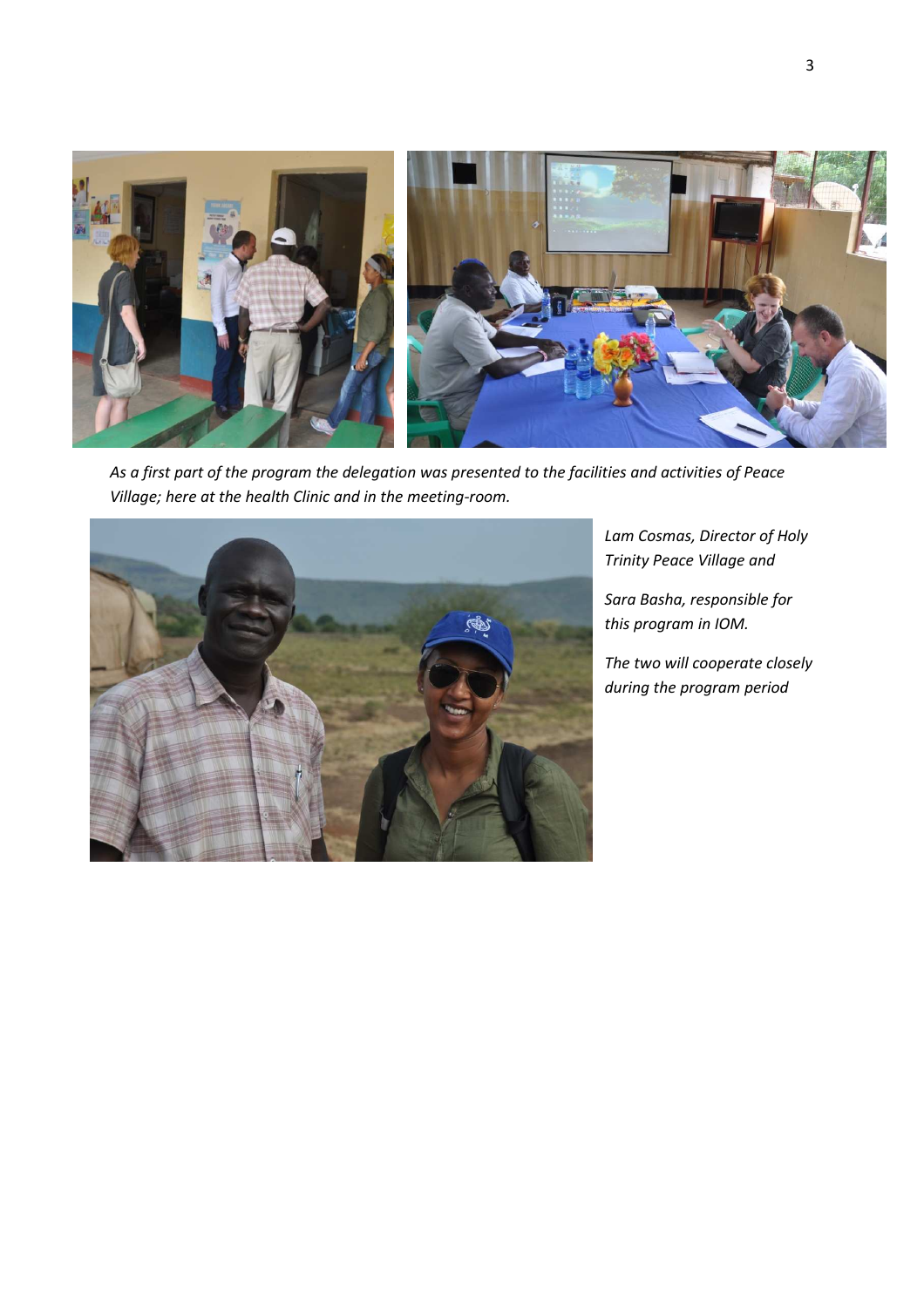*As a first part of the program the delegation was presented to the facilities and activities of Peace Village; here at the health Clinic and in the meeting-room.*

*Lam Cosmas, Director of Holy Trinity Peace Village and*

*Sara Basha, responsible for this program in IOM.*

*The two will cooperate closely during the program period*